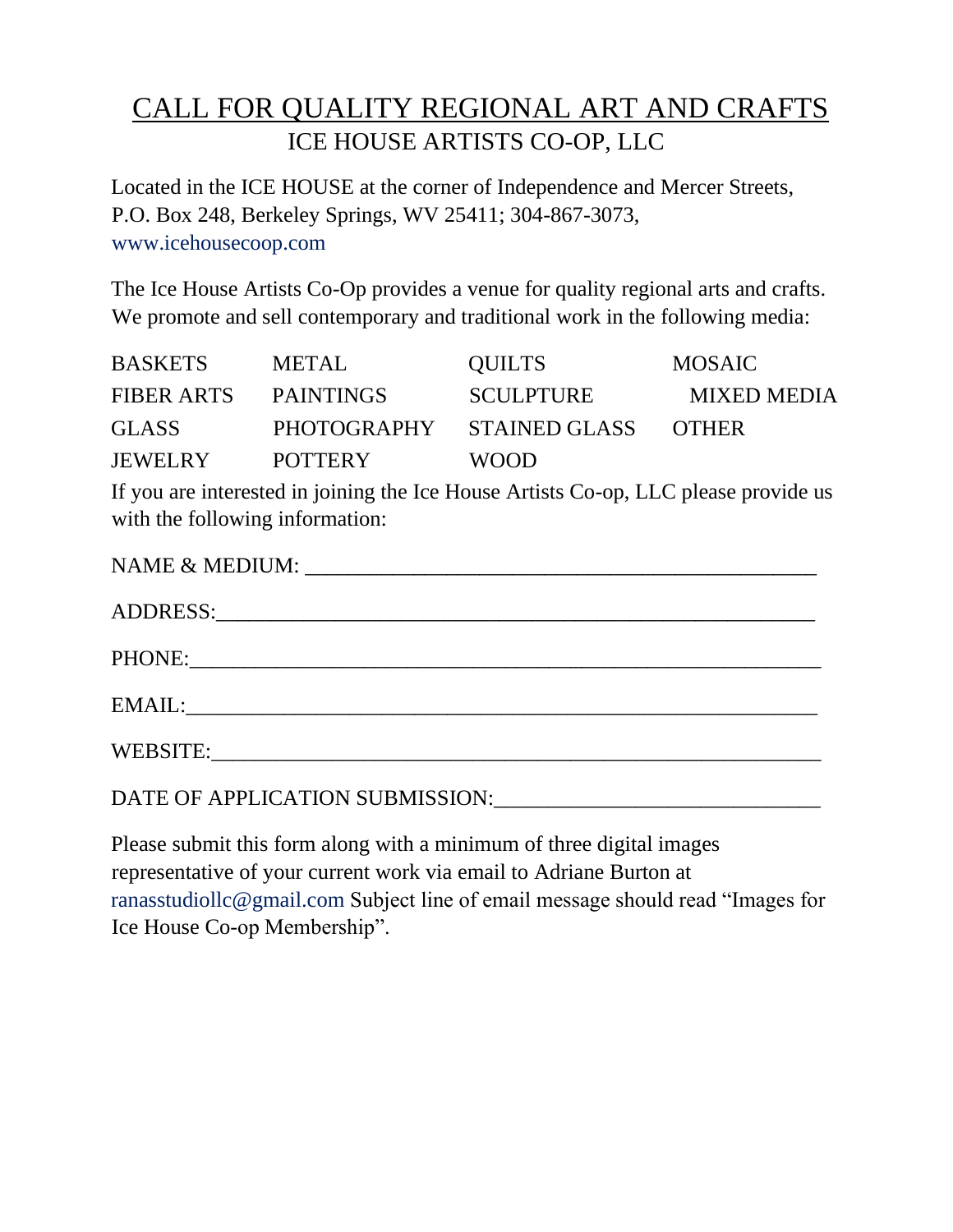# CALL FOR QUALITY REGIONAL ART AND CRAFTS

## ICE HOUSE ARTISTS CO-OP, LLC

Located in the ICE HOUSE at the corner of Independence and Mercer Streets, P.O. Box 248, Berkeley Springs, WV 25411; 304-867-3073, www.icehousecoop.com

The Ice House Artists Co-Op provides a venue for quality regional arts and crafts. We promote and sell contemporary and traditional work in the following media:

| | | | |
|---|---|---|---|
| BASKETS | METAL | QUILTS | MOSAIC |
| FIBER ARTS | PAINTINGS | SCULPTURE | MIXED MEDIA |
| GLASS | PHOTOGRAPHY | STAINED GLASS | OTHER |
| JEWELRY | POTTERY | WOOD | |

If you are interested in joining the Ice House Artists Co-op, LLC please provide us with the following information:

NAME & MEDIUM: ______________________________________________

ADDRESS:____________________________________________________

PHONE:______________________________________________________

EMAIL:______________________________________________________

WEBSITE:____________________________________________________

DATE OF APPLICATION SUBMISSION:_____________________________

Please submit this form along with a minimum of three digital images representative of your current work via email to Adriane Burton at ranasstudiollc@gmail.com Subject line of email message should read "Images for Ice House Co-op Membership".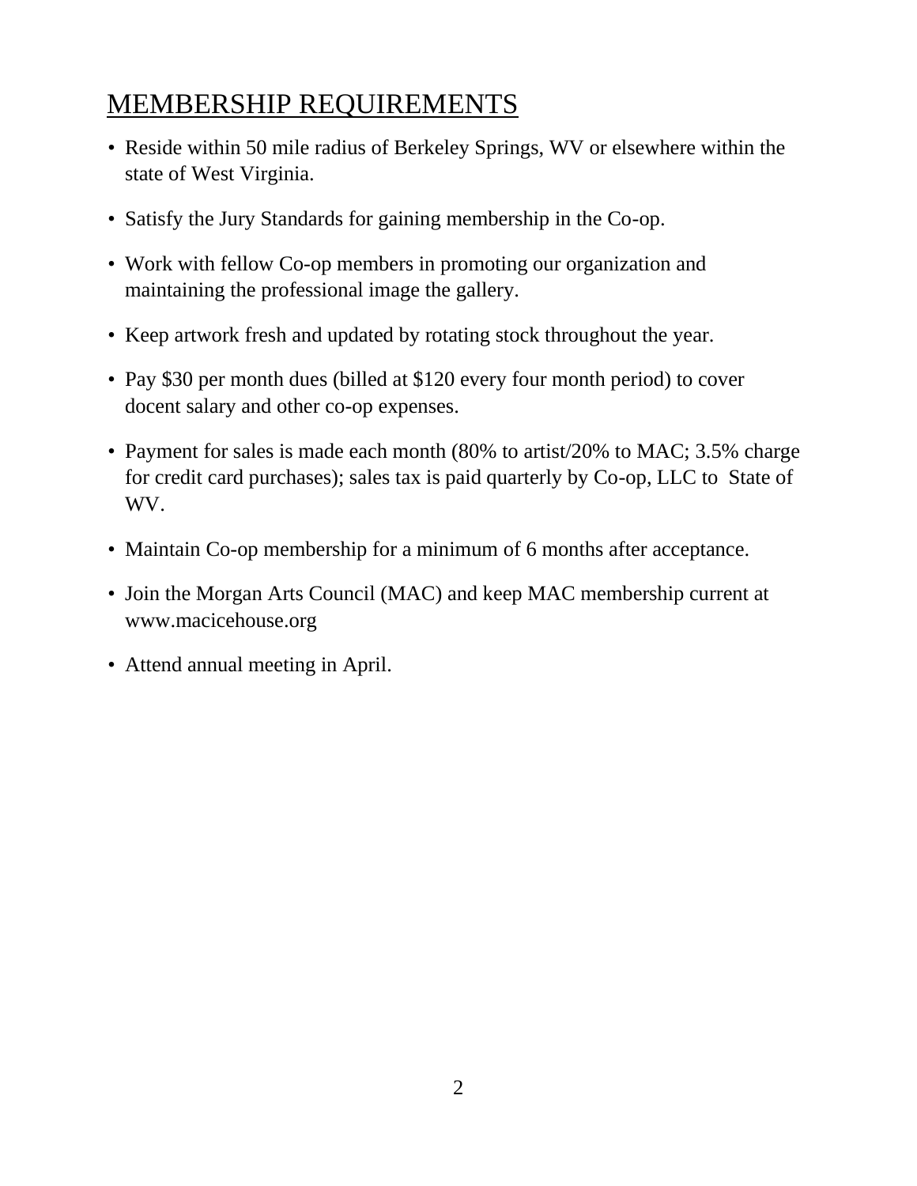## MEMBERSHIP REQUIREMENTS

- Reside within 50 mile radius of Berkeley Springs, WV or elsewhere within the state of West Virginia.
- Satisfy the Jury Standards for gaining membership in the Co-op.
- Work with fellow Co-op members in promoting our organization and maintaining the professional image the gallery.
- Keep artwork fresh and updated by rotating stock throughout the year.
- Pay $30 per month dues (billed at $120 every four month period) to cover docent salary and other co-op expenses.
- Payment for sales is made each month (80% to artist/20% to MAC; 3.5% charge for credit card purchases); sales tax is paid quarterly by Co-op, LLC to State of WV.
- Maintain Co-op membership for a minimum of 6 months after acceptance.
- Join the Morgan Arts Council (MAC) and keep MAC membership current at www.macicehouse.org
- Attend annual meeting in April.